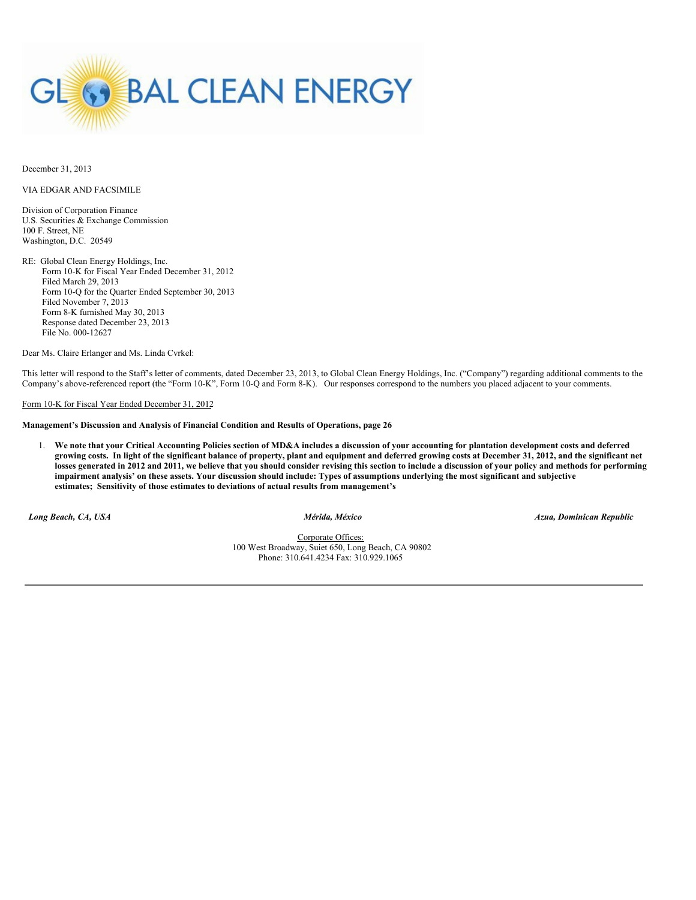# GLOBAL CLEAN ENERGY

December 31, 2013

VIA EDGAR AND FACSIMILE

Division of Corporation Finance
U.S. Securities & Exchange Commission
100 F. Street, NE
Washington, D.C. 20549

RE: Global Clean Energy Holdings, Inc.
Form 10-K for Fiscal Year Ended December 31, 2012
Filed March 29, 2013
Form 10-Q for the Quarter Ended September 30, 2013
Filed November 7, 2013
Form 8-K furnished May 30, 2013
Response dated December 23, 2013
File No. 000-12627

Dear Ms. Claire Erlanger and Ms. Linda Cvrkel:

This letter will respond to the Staff's letter of comments, dated December 23, 2013, to Global Clean Energy Holdings, Inc. ("Company") regarding additional comments to the Company's above-referenced report (the "Form 10-K", Form 10-Q and Form 8-K). Our responses correspond to the numbers you placed adjacent to your comments.

Form 10-K for Fiscal Year Ended December 31, 2012

**Management's Discussion and Analysis of Financial Condition and Results of Operations, page 26**

1. **We note that your Critical Accounting Policies section of MD&A includes a discussion of your accounting for plantation development costs and deferred growing costs. In light of the significant balance of property, plant and equipment and deferred growing costs at December 31, 2012, and the significant net losses generated in 2012 and 2011, we believe that you should consider revising this section to include a discussion of your policy and methods for performing impairment analysis' on these assets. Your discussion should include: Types of assumptions underlying the most significant and subjective estimates; Sensitivity of those estimates to deviations of actual results from management's**

*Long Beach, CA, USA* *Mérida, México* *Azua, Dominican Republic*

Corporate Offices:
100 West Broadway, Suiet 650, Long Beach, CA 90802
Phone: 310.641.4234 Fax: 310.929.1065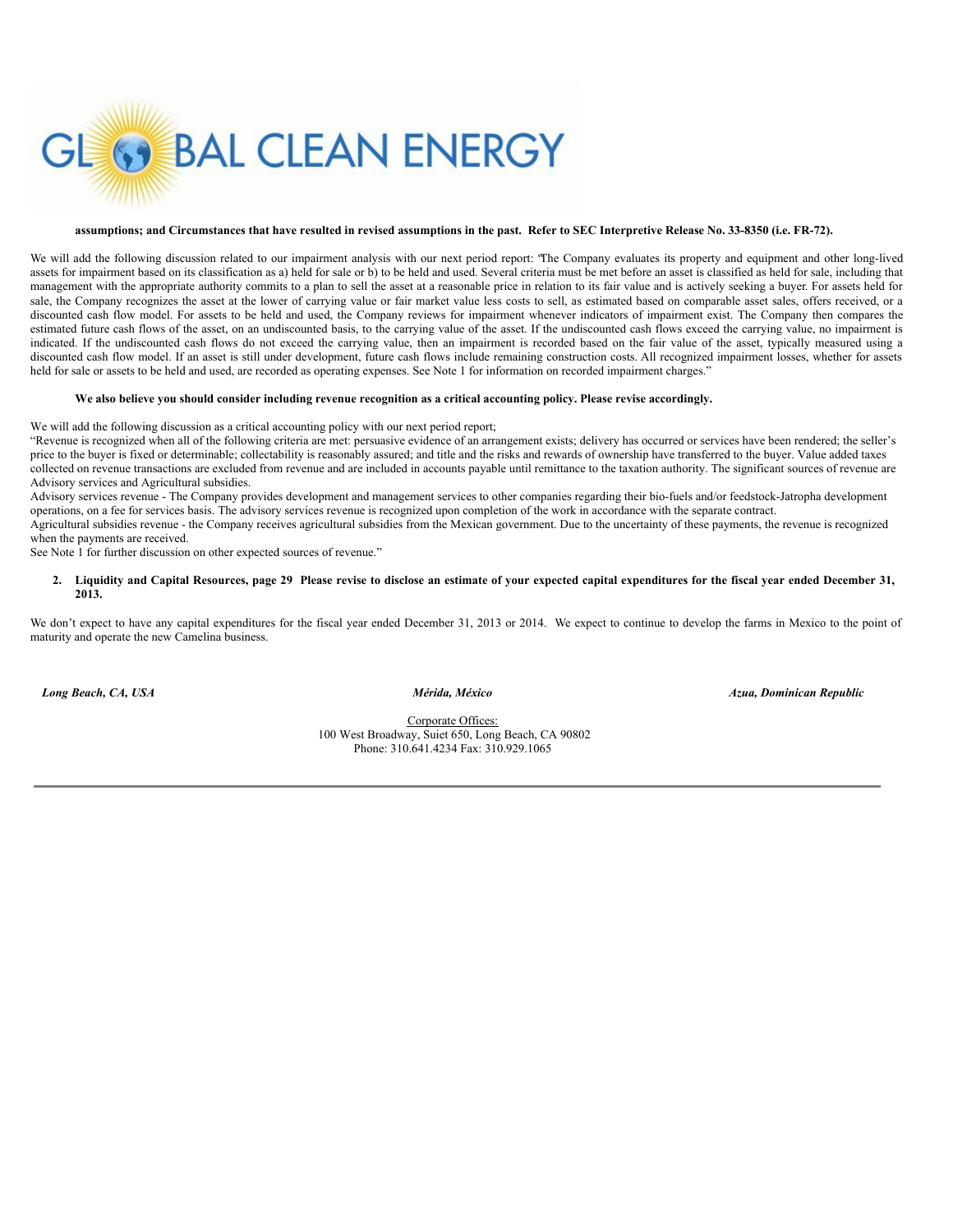**assumptions; and Circumstances that have resulted in revised assumptions in the past. Refer to SEC Interpretive Release No. 33-8350 (i.e. FR-72).**

We will add the following discussion related to our impairment analysis with our next period report: "The Company evaluates its property and equipment and other long-lived assets for impairment based on its classification as a) held for sale or b) to be held and used. Several criteria must be met before an asset is classified as held for sale, including that management with the appropriate authority commits to a plan to sell the asset at a reasonable price in relation to its fair value and is actively seeking a buyer. For assets held for sale, the Company recognizes the asset at the lower of carrying value or fair market value less costs to sell, as estimated based on comparable asset sales, offers received, or a discounted cash flow model. For assets to be held and used, the Company reviews for impairment whenever indicators of impairment exist. The Company then compares the estimated future cash flows of the asset, on an undiscounted basis, to the carrying value of the asset. If the undiscounted cash flows exceed the carrying value, no impairment is indicated. If the undiscounted cash flows do not exceed the carrying value, then an impairment is recorded based on the fair value of the asset, typically measured using a discounted cash flow model. If an asset is still under development, future cash flows include remaining construction costs. All recognized impairment losses, whether for assets held for sale or assets to be held and used, are recorded as operating expenses. See Note 1 for information on recorded impairment charges."

**We also believe you should consider including revenue recognition as a critical accounting policy. Please revise accordingly.**

We will add the following discussion as a critical accounting policy with our next period report;

"Revenue is recognized when all of the following criteria are met: persuasive evidence of an arrangement exists; delivery has occurred or services have been rendered; the seller's price to the buyer is fixed or determinable; collectability is reasonably assured; and title and the risks and rewards of ownership have transferred to the buyer. Value added taxes collected on revenue transactions are excluded from revenue and are included in accounts payable until remittance to the taxation authority. The significant sources of revenue are Advisory services and Agricultural subsidies.

Advisory services revenue - The Company provides development and management services to other companies regarding their bio-fuels and/or feedstock-Jatropha development operations, on a fee for services basis. The advisory services revenue is recognized upon completion of the work in accordance with the separate contract.

Agricultural subsidies revenue - the Company receives agricultural subsidies from the Mexican government. Due to the uncertainty of these payments, the revenue is recognized when the payments are received.

See Note 1 for further discussion on other expected sources of revenue."

2. **Liquidity and Capital Resources, page 29 Please revise to disclose an estimate of your expected capital expenditures for the fiscal year ended December 31, 2013.**

We don't expect to have any capital expenditures for the fiscal year ended December 31, 2013 or 2014. We expect to continue to develop the farms in Mexico to the point of maturity and operate the new Camelina business.

*Long Beach, CA, USA* *Mérida, México* *Azua, Dominican Republic*

Corporate Offices:
100 West Broadway, Suiet 650, Long Beach, CA 90802
Phone: 310.641.4234 Fax: 310.929.1065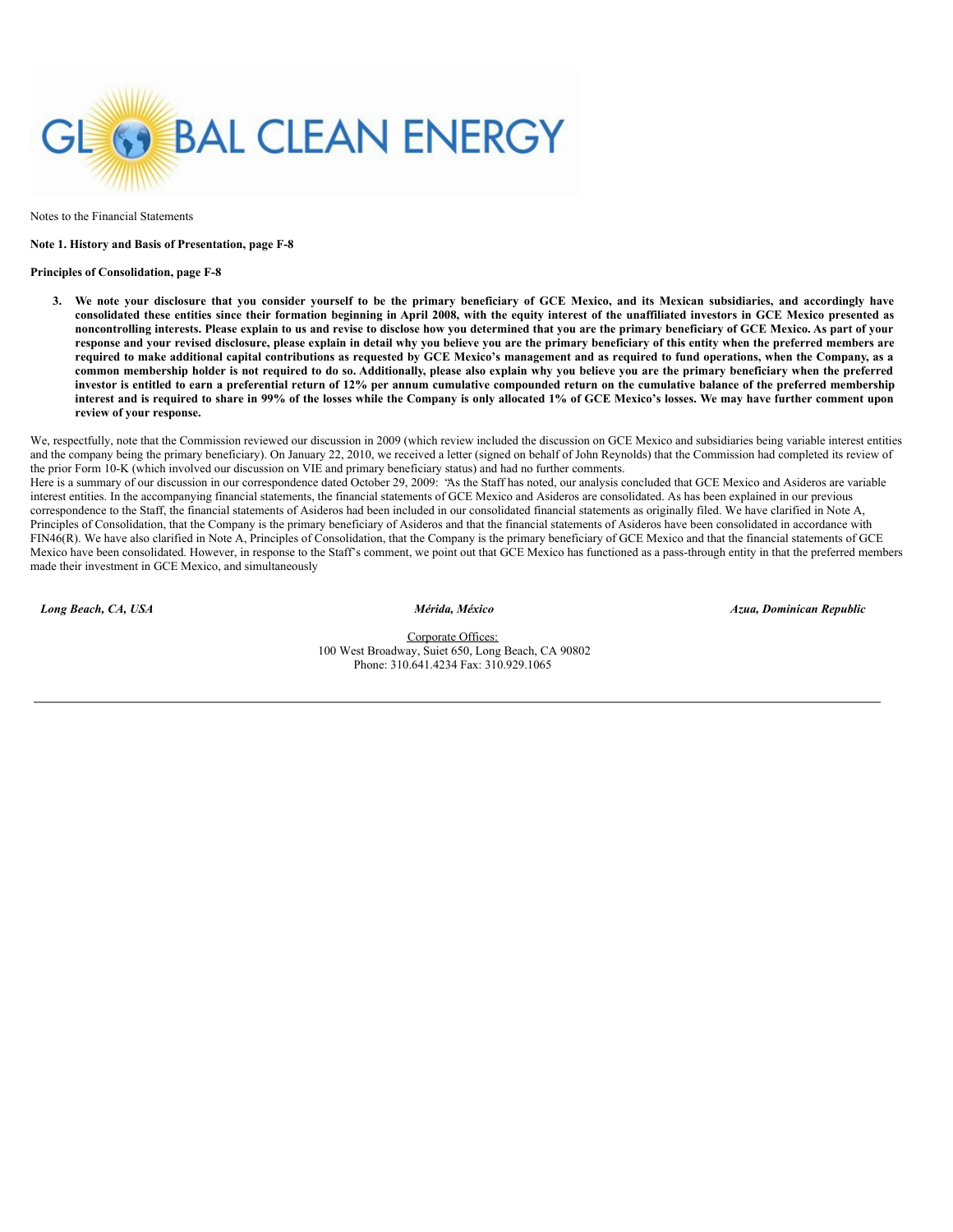Notes to the Financial Statements

**Note 1. History and Basis of Presentation, page F-8**

**Principles of Consolidation, page F-8**

3. **We note your disclosure that you consider yourself to be the primary beneficiary of GCE Mexico, and its Mexican subsidiaries, and accordingly have consolidated these entities since their formation beginning in April 2008, with the equity interest of the unaffiliated investors in GCE Mexico presented as noncontrolling interests. Please explain to us and revise to disclose how you determined that you are the primary beneficiary of GCE Mexico. As part of your response and your revised disclosure, please explain in detail why you believe you are the primary beneficiary of this entity when the preferred members are required to make additional capital contributions as requested by GCE Mexico's management and as required to fund operations, when the Company, as a common membership holder is not required to do so. Additionally, please also explain why you believe you are the primary beneficiary when the preferred investor is entitled to earn a preferential return of 12% per annum cumulative compounded return on the cumulative balance of the preferred membership interest and is required to share in 99% of the losses while the Company is only allocated 1% of GCE Mexico's losses. We may have further comment upon review of your response.**

We, respectfully, note that the Commission reviewed our discussion in 2009 (which review included the discussion on GCE Mexico and subsidiaries being variable interest entities and the company being the primary beneficiary). On January 22, 2010, we received a letter (signed on behalf of John Reynolds) that the Commission had completed its review of the prior Form 10-K (which involved our discussion on VIE and primary beneficiary status) and had no further comments.

Here is a summary of our discussion in our correspondence dated October 29, 2009: "As the Staff has noted, our analysis concluded that GCE Mexico and Asideros are variable interest entities. In the accompanying financial statements, the financial statements of GCE Mexico and Asideros are consolidated. As has been explained in our previous correspondence to the Staff, the financial statements of Asideros had been included in our consolidated financial statements as originally filed. We have clarified in Note A, Principles of Consolidation, that the Company is the primary beneficiary of Asideros and that the financial statements of Asideros have been consolidated in accordance with FIN46(R). We have also clarified in Note A, Principles of Consolidation, that the Company is the primary beneficiary of GCE Mexico and that the financial statements of GCE Mexico have been consolidated. However, in response to the Staff's comment, we point out that GCE Mexico has functioned as a pass-through entity in that the preferred members made their investment in GCE Mexico, and simultaneously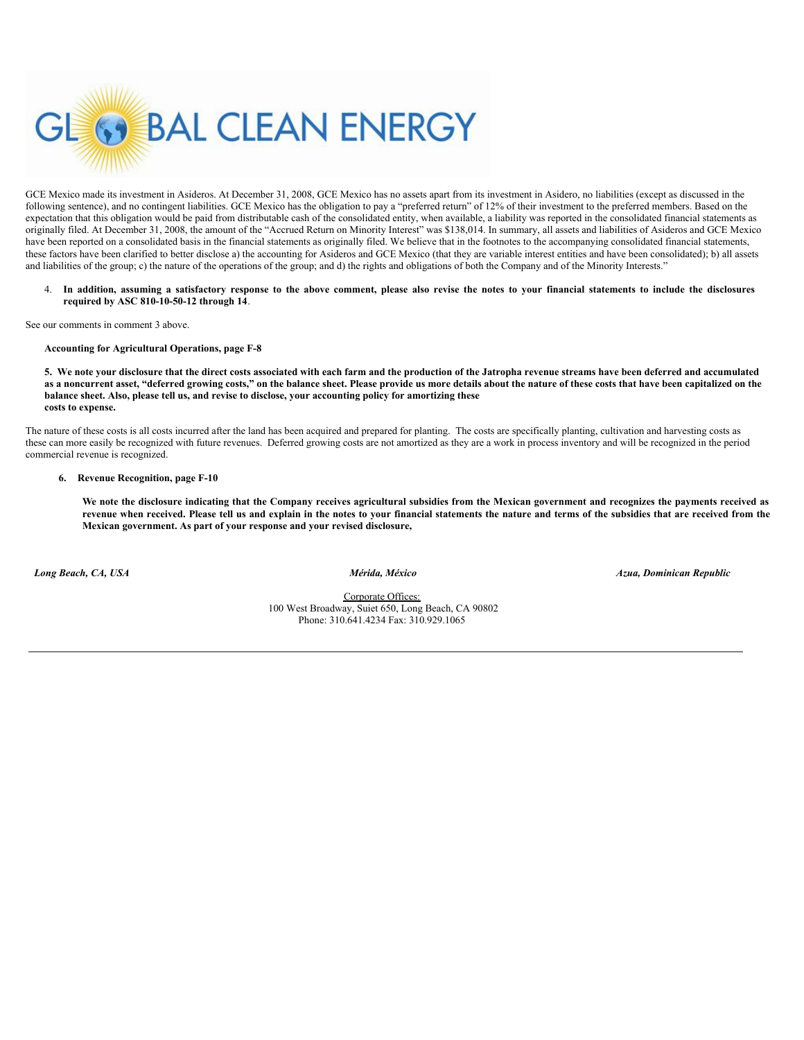GCE Mexico made its investment in Asideros. At December 31, 2008, GCE Mexico has no assets apart from its investment in Asidero, no liabilities (except as discussed in the following sentence), and no contingent liabilities. GCE Mexico has the obligation to pay a "preferred return" of 12% of their investment to the preferred members. Based on the expectation that this obligation would be paid from distributable cash of the consolidated entity, when available, a liability was reported in the consolidated financial statements as originally filed. At December 31, 2008, the amount of the "Accrued Return on Minority Interest" was $138,014. In summary, all assets and liabilities of Asideros and GCE Mexico have been reported on a consolidated basis in the financial statements as originally filed. We believe that in the footnotes to the accompanying consolidated financial statements, these factors have been clarified to better disclose a) the accounting for Asideros and GCE Mexico (that they are variable interest entities and have been consolidated); b) all assets and liabilities of the group; c) the nature of the operations of the group; and d) the rights and obligations of both the Company and of the Minority Interests."

4. **In addition, assuming a satisfactory response to the above comment, please also revise the notes to your financial statements to include the disclosures required by ASC 810-10-50-12 through 14**.

See our comments in comment 3 above.

**Accounting for Agricultural Operations, page F-8**

**5. We note your disclosure that the direct costs associated with each farm and the production of the Jatropha revenue streams have been deferred and accumulated as a noncurrent asset, "deferred growing costs," on the balance sheet. Please provide us more details about the nature of these costs that have been capitalized on the balance sheet. Also, please tell us, and revise to disclose, your accounting policy for amortizing these costs to expense.**

The nature of these costs is all costs incurred after the land has been acquired and prepared for planting. The costs are specifically planting, cultivation and harvesting costs as these can more easily be recognized with future revenues. Deferred growing costs are not amortized as they are a work in process inventory and will be recognized in the period commercial revenue is recognized.

**6. Revenue Recognition, page F-10**

**We note the disclosure indicating that the Company receives agricultural subsidies from the Mexican government and recognizes the payments received as revenue when received. Please tell us and explain in the notes to your financial statements the nature and terms of the subsidies that are received from the Mexican government. As part of your response and your revised disclosure,**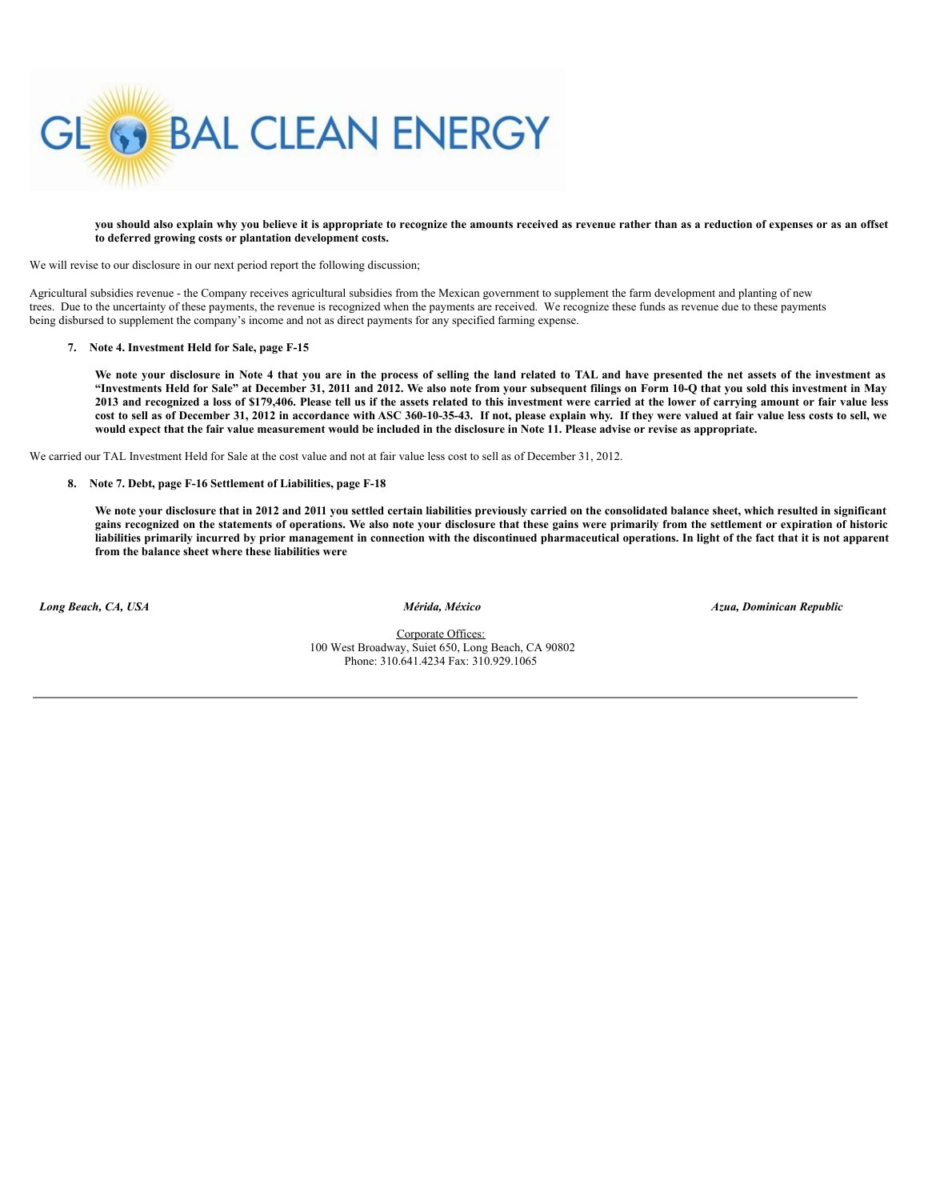**you should also explain why you believe it is appropriate to recognize the amounts received as revenue rather than as a reduction of expenses or as an offset to deferred growing costs or plantation development costs.**

We will revise to our disclosure in our next period report the following discussion;

Agricultural subsidies revenue - the Company receives agricultural subsidies from the Mexican government to supplement the farm development and planting of new trees. Due to the uncertainty of these payments, the revenue is recognized when the payments are received. We recognize these funds as revenue due to these payments being disbursed to supplement the company's income and not as direct payments for any specified farming expense.

7. **Note 4. Investment Held for Sale, page F-15**

   **We note your disclosure in Note 4 that you are in the process of selling the land related to TAL and have presented the net assets of the investment as "Investments Held for Sale" at December 31, 2011 and 2012. We also note from your subsequent filings on Form 10-Q that you sold this investment in May 2013 and recognized a loss of $179,406. Please tell us if the assets related to this investment were carried at the lower of carrying amount or fair value less cost to sell as of December 31, 2012 in accordance with ASC 360-10-35-43. If not, please explain why. If they were valued at fair value less costs to sell, we would expect that the fair value measurement would be included in the disclosure in Note 11. Please advise or revise as appropriate.**

We carried our TAL Investment Held for Sale at the cost value and not at fair value less cost to sell as of December 31, 2012.

8. **Note 7. Debt, page F-16 Settlement of Liabilities, page F-18**

   **We note your disclosure that in 2012 and 2011 you settled certain liabilities previously carried on the consolidated balance sheet, which resulted in significant gains recognized on the statements of operations. We also note your disclosure that these gains were primarily from the settlement or expiration of historic liabilities primarily incurred by prior management in connection with the discontinued pharmaceutical operations. In light of the fact that it is not apparent from the balance sheet where these liabilities were**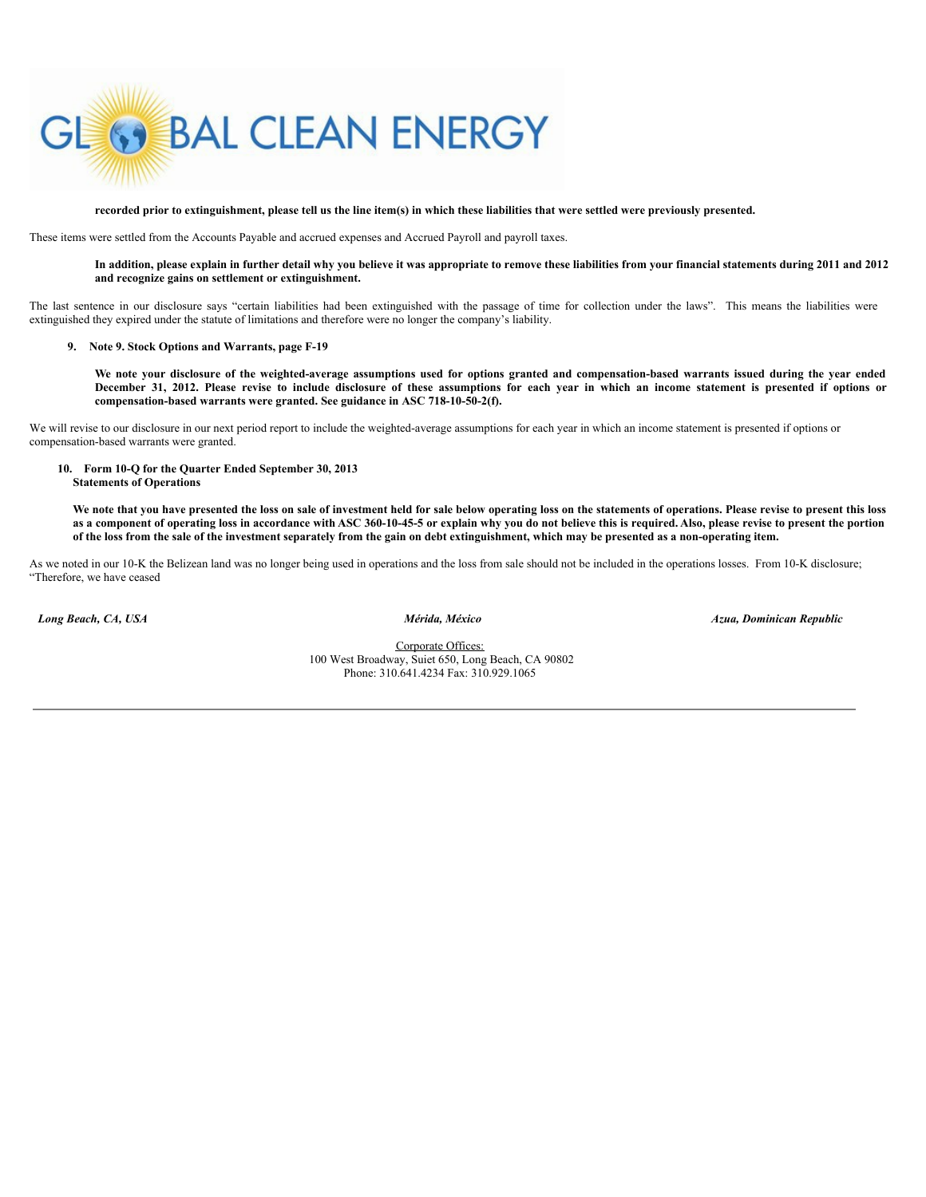**recorded prior to extinguishment, please tell us the line item(s) in which these liabilities that were settled were previously presented.**

These items were settled from the Accounts Payable and accrued expenses and Accrued Payroll and payroll taxes.

**In addition, please explain in further detail why you believe it was appropriate to remove these liabilities from your financial statements during 2011 and 2012 and recognize gains on settlement or extinguishment.**

The last sentence in our disclosure says "certain liabilities had been extinguished with the passage of time for collection under the laws". This means the liabilities were extinguished they expired under the statute of limitations and therefore were no longer the company's liability.

9. **Note 9. Stock Options and Warrants, page F-19**

**We note your disclosure of the weighted-average assumptions used for options granted and compensation-based warrants issued during the year ended December 31, 2012. Please revise to include disclosure of these assumptions for each year in which an income statement is presented if options or compensation-based warrants were granted. See guidance in ASC 718-10-50-2(f).**

We will revise to our disclosure in our next period report to include the weighted-average assumptions for each year in which an income statement is presented if options or compensation-based warrants were granted.

10. **Form 10-Q for the Quarter Ended September 30, 2013**
**Statements of Operations**

**We note that you have presented the loss on sale of investment held for sale below operating loss on the statements of operations. Please revise to present this loss as a component of operating loss in accordance with ASC 360-10-45-5 or explain why you do not believe this is required. Also, please revise to present the portion of the loss from the sale of the investment separately from the gain on debt extinguishment, which may be presented as a non-operating item.**

As we noted in our 10-K the Belizean land was no longer being used in operations and the loss from sale should not be included in the operations losses. From 10-K disclosure; "Therefore, we have ceased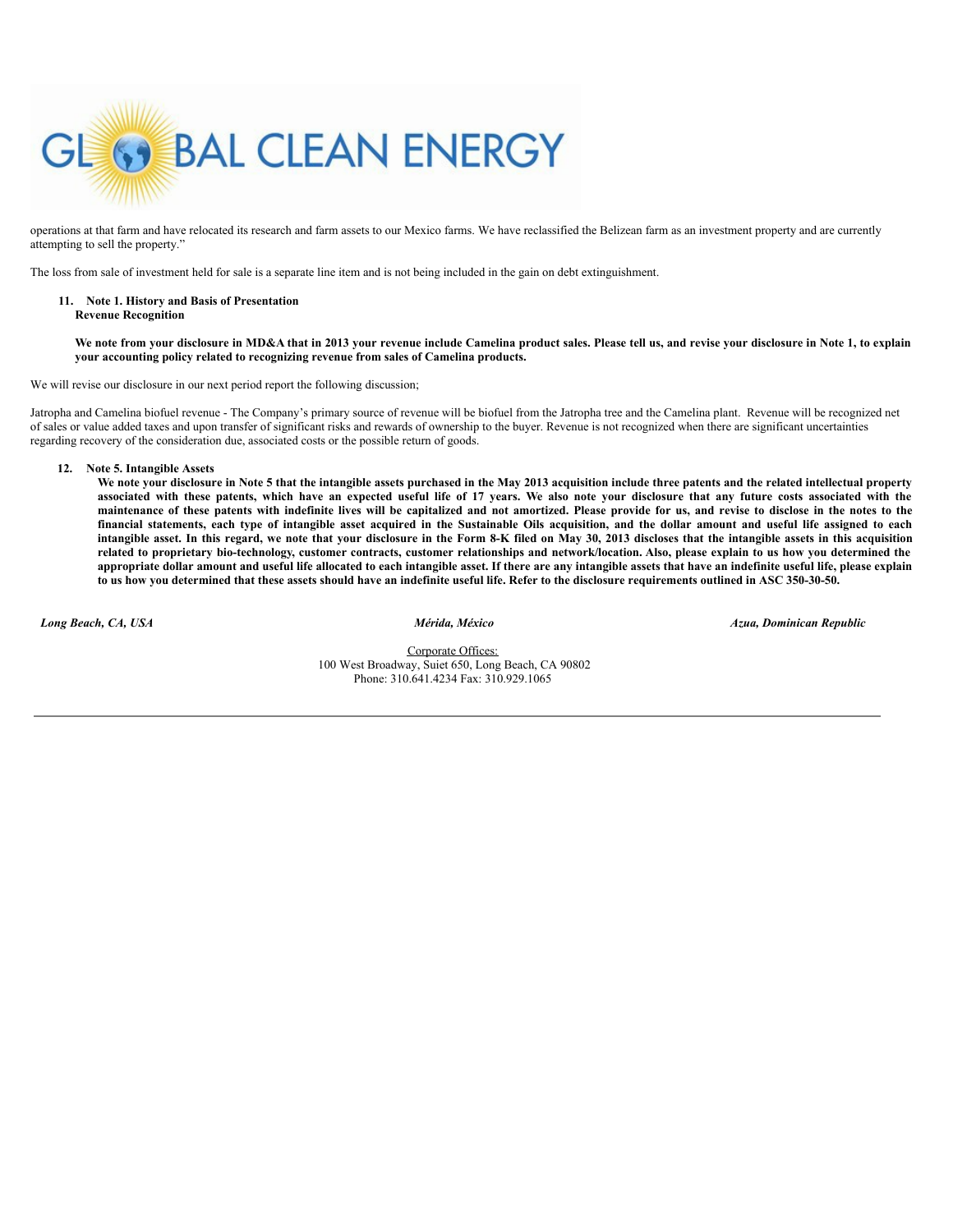operations at that farm and have relocated its research and farm assets to our Mexico farms. We have reclassified the Belizean farm as an investment property and are currently attempting to sell the property."

The loss from sale of investment held for sale is a separate line item and is not being included in the gain on debt extinguishment.

11. **Note 1. History and Basis of Presentation**
**Revenue Recognition**

**We note from your disclosure in MD&A that in 2013 your revenue include Camelina product sales. Please tell us, and revise your disclosure in Note 1, to explain your accounting policy related to recognizing revenue from sales of Camelina products.**

We will revise our disclosure in our next period report the following discussion;

Jatropha and Camelina biofuel revenue - The Company's primary source of revenue will be biofuel from the Jatropha tree and the Camelina plant. Revenue will be recognized net of sales or value added taxes and upon transfer of significant risks and rewards of ownership to the buyer. Revenue is not recognized when there are significant uncertainties regarding recovery of the consideration due, associated costs or the possible return of goods.

12. **Note 5. Intangible Assets**
**We note your disclosure in Note 5 that the intangible assets purchased in the May 2013 acquisition include three patents and the related intellectual property associated with these patents, which have an expected useful life of 17 years. We also note your disclosure that any future costs associated with the maintenance of these patents with indefinite lives will be capitalized and not amortized. Please provide for us, and revise to disclose in the notes to the financial statements, each type of intangible asset acquired in the Sustainable Oils acquisition, and the dollar amount and useful life assigned to each intangible asset. In this regard, we note that your disclosure in the Form 8-K filed on May 30, 2013 discloses that the intangible assets in this acquisition related to proprietary bio-technology, customer contracts, customer relationships and network/location. Also, please explain to us how you determined the appropriate dollar amount and useful life allocated to each intangible asset. If there are any intangible assets that have an indefinite useful life, please explain to us how you determined that these assets should have an indefinite useful life. Refer to the disclosure requirements outlined in ASC 350-30-50.**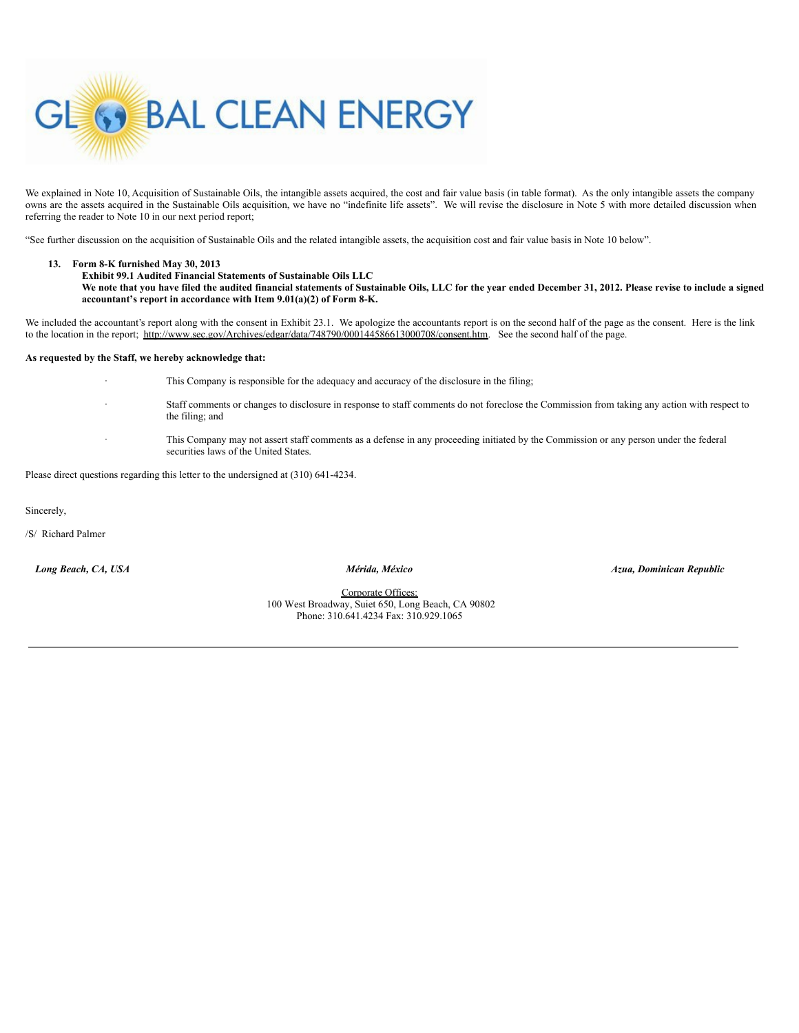We explained in Note 10, Acquisition of Sustainable Oils, the intangible assets acquired, the cost and fair value basis (in table format). As the only intangible assets the company owns are the assets acquired in the Sustainable Oils acquisition, we have no "indefinite life assets". We will revise the disclosure in Note 5 with more detailed discussion when referring the reader to Note 10 in our next period report;

"See further discussion on the acquisition of Sustainable Oils and the related intangible assets, the acquisition cost and fair value basis in Note 10 below".

13. **Form 8-K furnished May 30, 2013**
**Exhibit 99.1 Audited Financial Statements of Sustainable Oils LLC**
**We note that you have filed the audited financial statements of Sustainable Oils, LLC for the year ended December 31, 2012. Please revise to include a signed accountant's report in accordance with Item 9.01(a)(2) of Form 8-K.**

We included the accountant's report along with the consent in Exhibit 23.1. We apologize the accountants report is on the second half of the page as the consent. Here is the link to the location in the report; http://www.sec.gov/Archives/edgar/data/748790/000144586613000708/consent.htm. See the second half of the page.

**As requested by the Staff, we hereby acknowledge that:**

- This Company is responsible for the adequacy and accuracy of the disclosure in the filing;
- Staff comments or changes to disclosure in response to staff comments do not foreclose the Commission from taking any action with respect to the filing; and
- This Company may not assert staff comments as a defense in any proceeding initiated by the Commission or any person under the federal securities laws of the United States.

Please direct questions regarding this letter to the undersigned at (310) 641-4234.

Sincerely,

/S/ Richard Palmer

*Long Beach, CA, USA* *Mérida, México* *Azua, Dominican Republic*

Corporate Offices:
100 West Broadway, Suiet 650, Long Beach, CA 90802
Phone: 310.641.4234 Fax: 310.929.1065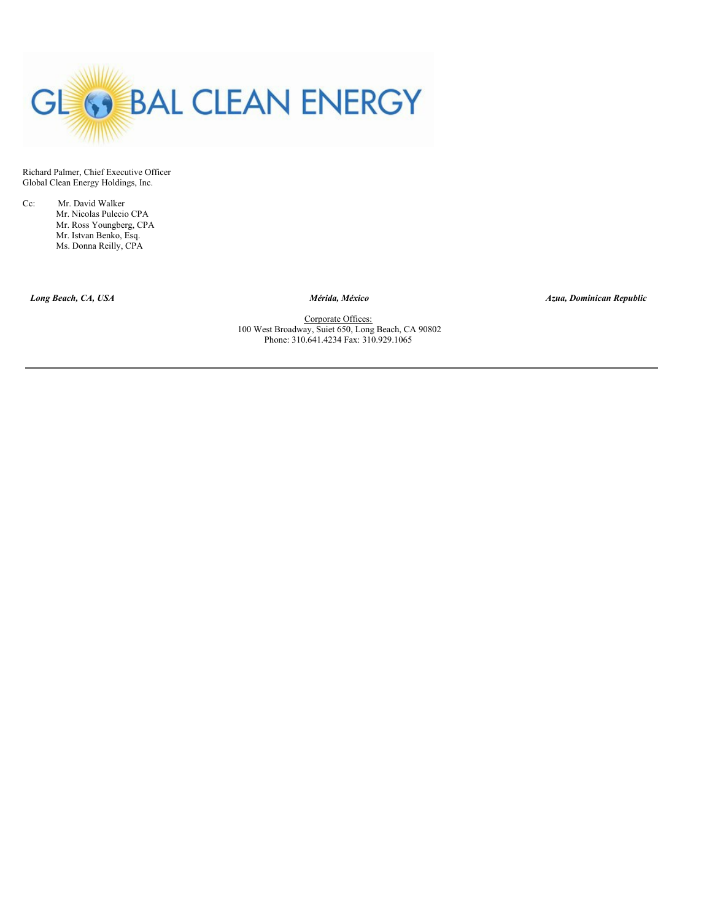GLOBAL CLEAN ENERGY

Richard Palmer, Chief Executive Officer
Global Clean Energy Holdings, Inc.

Cc: Mr. David Walker
Mr. Nicolas Pulecio CPA
Mr. Ross Youngberg, CPA
Mr. Istvan Benko, Esq.
Ms. Donna Reilly, CPA

***Long Beach, CA, USA*** ***Mérida, México*** ***Azua, Dominican Republic***

Corporate Offices:
100 West Broadway, Suiet 650, Long Beach, CA 90802
Phone: 310.641.4234 Fax: 310.929.1065